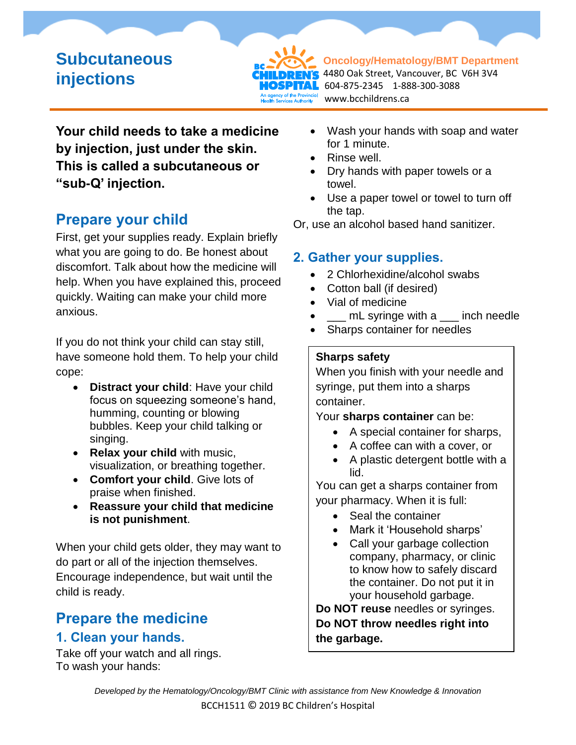# Subcutaneous injections

**Oncology/Hematology/BMT Department**
4480 Oak Street, Vancouver, BC V6H 3V4
604-875-2345 1-888-300-3088
www.bcchildrens.ca

**Your child needs to take a medicine by injection, just under the skin. This is called a subcutaneous or "sub-Q' injection.**

## Prepare your child

First, get your supplies ready. Explain briefly what you are going to do. Be honest about discomfort. Talk about how the medicine will help. When you have explained this, proceed quickly. Waiting can make your child more anxious.

If you do not think your child can stay still, have someone hold them. To help your child cope:

- **Distract your child**: Have your child focus on squeezing someone's hand, humming, counting or blowing bubbles. Keep your child talking or singing.
- **Relax your child** with music, visualization, or breathing together.
- **Comfort your child**. Give lots of praise when finished.
- **Reassure your child that medicine is not punishment**.

When your child gets older, they may want to do part or all of the injection themselves. Encourage independence, but wait until the child is ready.

## Prepare the medicine

### 1. Clean your hands.

Take off your watch and all rings.
To wash your hands:

- Wash your hands with soap and water for 1 minute.
- Rinse well.
- Dry hands with paper towels or a towel.
- Use a paper towel or towel to turn off the tap.

Or, use an alcohol based hand sanitizer.

### 2. Gather your supplies.

- 2 Chlorhexidine/alcohol swabs
- Cotton ball (if desired)
- Vial of medicine
- ___ mL syringe with a ___ inch needle
- Sharps container for needles

**Sharps safety**

When you finish with your needle and syringe, put them into a sharps container.

Your **sharps container** can be:

- A special container for sharps,
- A coffee can with a cover, or
- A plastic detergent bottle with a lid.

You can get a sharps container from your pharmacy. When it is full:

- Seal the container
- Mark it 'Household sharps'
- Call your garbage collection company, pharmacy, or clinic to know how to safely discard the container. Do not put it in your household garbage.

**Do NOT reuse** needles or syringes.
**Do NOT throw needles right into the garbage.**

*Developed by the Hematology/Oncology/BMT Clinic with assistance from New Knowledge & Innovation*
BCCH1511 © 2019 BC Children's Hospital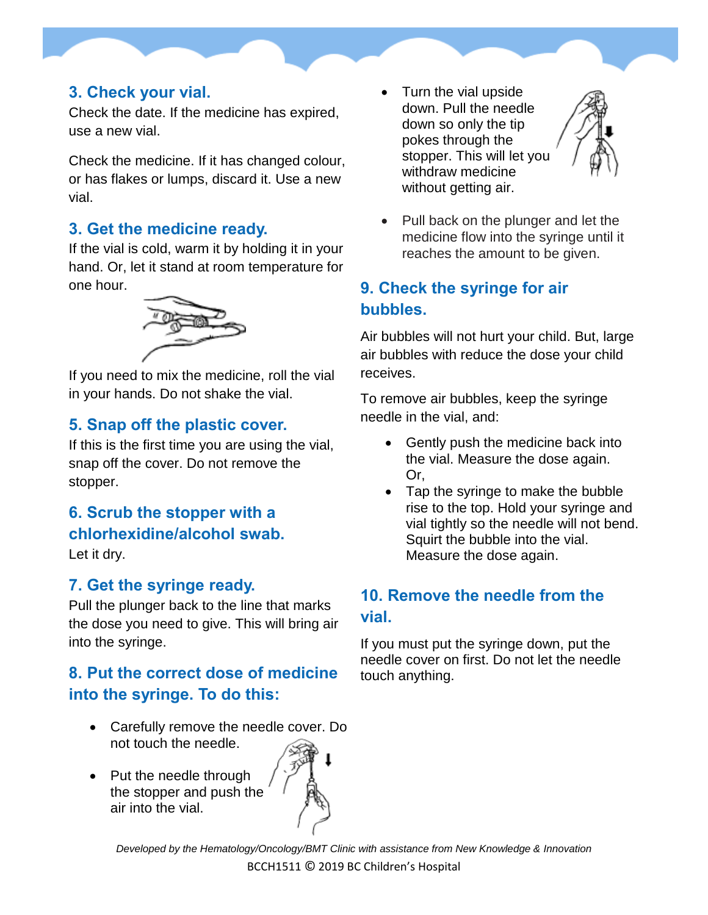## 3. Check your vial.

Check the date. If the medicine has expired, use a new vial.

Check the medicine. If it has changed colour, or has flakes or lumps, discard it. Use a new vial.

## 3. Get the medicine ready.

If the vial is cold, warm it by holding it in your hand. Or, let it stand at room temperature for one hour.

If you need to mix the medicine, roll the vial in your hands. Do not shake the vial.

## 5. Snap off the plastic cover.

If this is the first time you are using the vial, snap off the cover. Do not remove the stopper.

## 6. Scrub the stopper with a chlorhexidine/alcohol swab.

Let it dry.

## 7. Get the syringe ready.

Pull the plunger back to the line that marks the dose you need to give. This will bring air into the syringe.

## 8. Put the correct dose of medicine into the syringe. To do this:

- Carefully remove the needle cover. Do not touch the needle.
- Put the needle through the stopper and push the air into the vial.
- Turn the vial upside down. Pull the needle down so only the tip pokes through the stopper. This will let you withdraw medicine without getting air.
- Pull back on the plunger and let the medicine flow into the syringe until it reaches the amount to be given.

## 9. Check the syringe for air bubbles.

Air bubbles will not hurt your child. But, large air bubbles with reduce the dose your child receives.

To remove air bubbles, keep the syringe needle in the vial, and:

- Gently push the medicine back into the vial. Measure the dose again. Or,
- Tap the syringe to make the bubble rise to the top. Hold your syringe and vial tightly so the needle will not bend. Squirt the bubble into the vial. Measure the dose again.

## 10. Remove the needle from the vial.

If you must put the syringe down, put the needle cover on first. Do not let the needle touch anything.

*Developed by the Hematology/Oncology/BMT Clinic with assistance from New Knowledge & Innovation*

BCCH1511 © 2019 BC Children's Hospital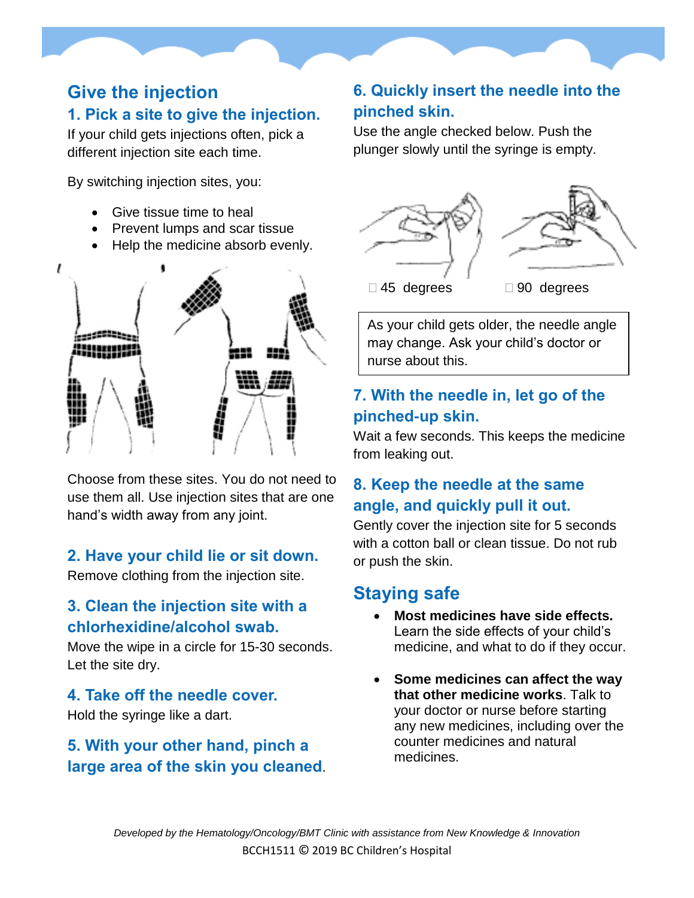## Give the injection

### 1. Pick a site to give the injection.

If your child gets injections often, pick a different injection site each time.

By switching injection sites, you:

- Give tissue time to heal
- Prevent lumps and scar tissue
- Help the medicine absorb evenly.

Choose from these sites. You do not need to use them all. Use injection sites that are one hand's width away from any joint.

### 2. Have your child lie or sit down.

Remove clothing from the injection site.

### 3. Clean the injection site with a chlorhexidine/alcohol swab.

Move the wipe in a circle for 15-30 seconds. Let the site dry.

### 4. Take off the needle cover.

Hold the syringe like a dart.

### 5. With your other hand, pinch a large area of the skin you cleaned.

### 6. Quickly insert the needle into the pinched skin.

Use the angle checked below. Push the plunger slowly until the syringe is empty.

☐ 45 degrees ☐ 90 degrees

> As your child gets older, the needle angle may change. Ask your child's doctor or nurse about this.

### 7. With the needle in, let go of the pinched-up skin.

Wait a few seconds. This keeps the medicine from leaking out.

### 8. Keep the needle at the same angle, and quickly pull it out.

Gently cover the injection site for 5 seconds with a cotton ball or clean tissue. Do not rub or push the skin.

## Staying safe

- **Most medicines have side effects.** Learn the side effects of your child's medicine, and what to do if they occur.
- **Some medicines can affect the way that other medicine works**. Talk to your doctor or nurse before starting any new medicines, including over the counter medicines and natural medicines.

*Developed by the Hematology/Oncology/BMT Clinic with assistance from New Knowledge & Innovation*

BCCH1511 © 2019 BC Children's Hospital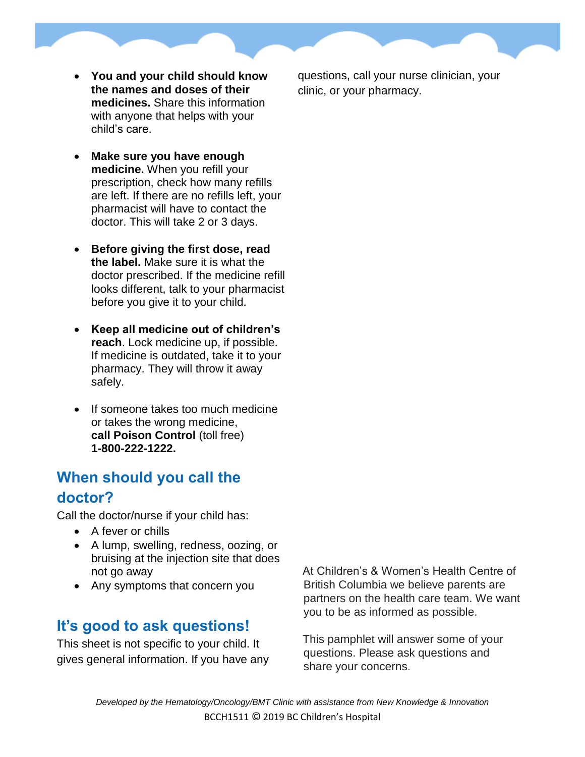- **You and your child should know the names and doses of their medicines.** Share this information with anyone that helps with your child's care.

- **Make sure you have enough medicine.** When you refill your prescription, check how many refills are left. If there are no refills left, your pharmacist will have to contact the doctor. This will take 2 or 3 days.

- **Before giving the first dose, read the label.** Make sure it is what the doctor prescribed. If the medicine refill looks different, talk to your pharmacist before you give it to your child.

- **Keep all medicine out of children's reach**. Lock medicine up, if possible. If medicine is outdated, take it to your pharmacy. They will throw it away safely.

- If someone takes too much medicine or takes the wrong medicine, **call Poison Control** (toll free) **1-800-222-1222.**

## When should you call the doctor?

Call the doctor/nurse if your child has:

- A fever or chills
- A lump, swelling, redness, oozing, or bruising at the injection site that does not go away
- Any symptoms that concern you

## It's good to ask questions!

This sheet is not specific to your child. It gives general information. If you have any questions, call your nurse clinician, your clinic, or your pharmacy.

At Children's & Women's Health Centre of British Columbia we believe parents are partners on the health care team. We want you to be as informed as possible.

This pamphlet will answer some of your questions. Please ask questions and share your concerns.

*Developed by the Hematology/Oncology/BMT Clinic with assistance from New Knowledge & Innovation*

BCCH1511 © 2019 BC Children's Hospital